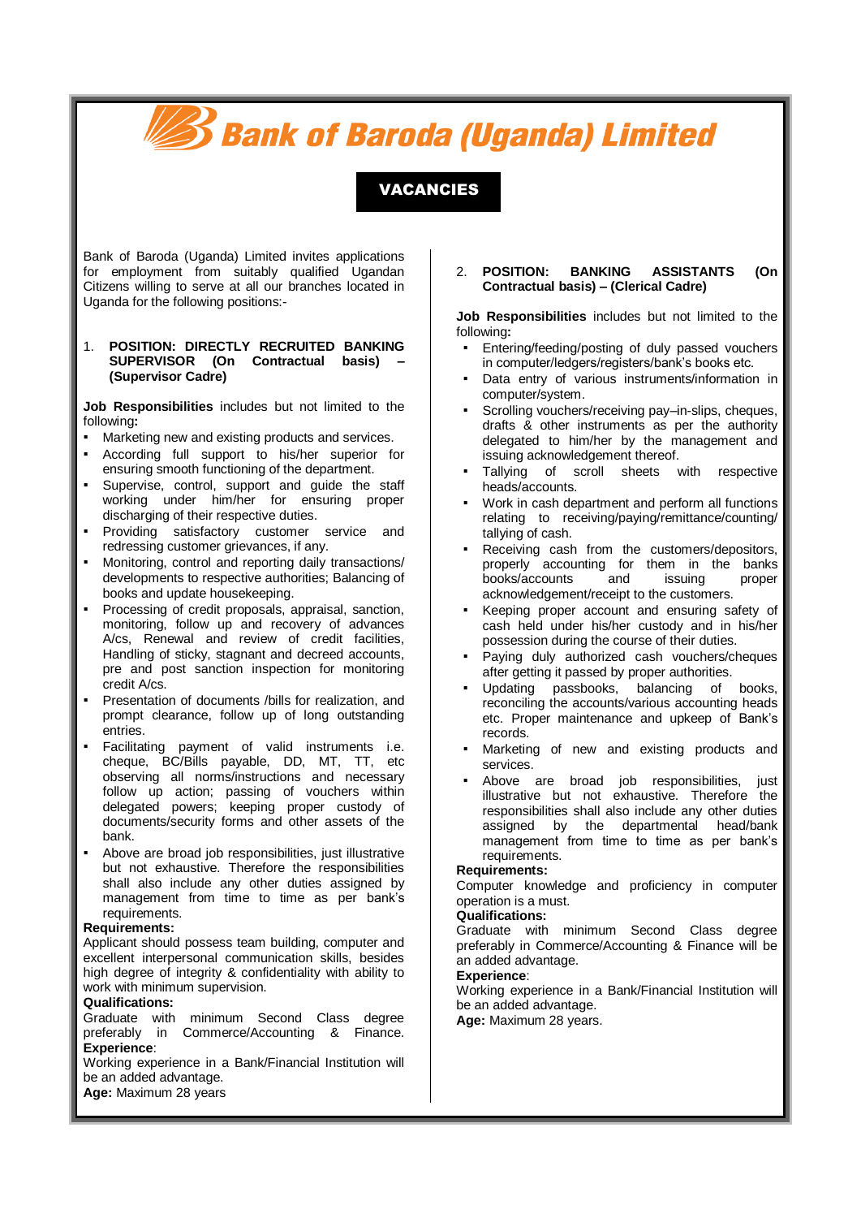# Bank of Baroda (Uganda) Limited

## VACANCIES

Bank of Baroda (Uganda) Limited invites applications for employment from suitably qualified Ugandan Citizens willing to serve at all our branches located in Uganda for the following positions:-

### 1. POSITION: DIRECTLY RECRUITED BANKING SUPERVISOR (On Contractual basis) – (Supervisor Cadre)

**Job Responsibilities** includes but not limited to the following**:**

- Marketing new and existing products and services.
- According full support to his/her superior for ensuring smooth functioning of the department.
- Supervise, control, support and guide the staff working under him/her for ensuring proper discharging of their respective duties.
- Providing satisfactory customer service and redressing customer grievances, if any.
- Monitoring, control and reporting daily transactions/ developments to respective authorities; Balancing of books and update housekeeping.
- Processing of credit proposals, appraisal, sanction, monitoring, follow up and recovery of advances A/cs, Renewal and review of credit facilities, Handling of sticky, stagnant and decreed accounts, pre and post sanction inspection for monitoring credit A/cs.
- Presentation of documents /bills for realization, and prompt clearance, follow up of long outstanding entries.
- Facilitating payment of valid instruments i.e. cheque, BC/Bills payable, DD, MT, TT, etc observing all norms/instructions and necessary follow up action; passing of vouchers within delegated powers; keeping proper custody of documents/security forms and other assets of the bank.
- Above are broad job responsibilities, just illustrative but not exhaustive. Therefore the responsibilities shall also include any other duties assigned by management from time to time as per bank's requirements.

**Requirements:**
Applicant should possess team building, computer and excellent interpersonal communication skills, besides high degree of integrity & confidentiality with ability to work with minimum supervision.

**Qualifications:**
Graduate with minimum Second Class degree preferably in Commerce/Accounting & Finance.

**Experience**:
Working experience in a Bank/Financial Institution will be an added advantage.

**Age:** Maximum 28 years

### 2. POSITION: BANKING ASSISTANTS (On Contractual basis) – (Clerical Cadre)

**Job Responsibilities** includes but not limited to the following**:**

- Entering/feeding/posting of duly passed vouchers in computer/ledgers/registers/bank's books etc.
- Data entry of various instruments/information in computer/system.
- Scrolling vouchers/receiving pay–in-slips, cheques, drafts & other instruments as per the authority delegated to him/her by the management and issuing acknowledgement thereof.
- Tallying of scroll sheets with respective heads/accounts.
- Work in cash department and perform all functions relating to receiving/paying/remittance/counting/ tallying of cash.
- Receiving cash from the customers/depositors, properly accounting for them in the banks books/accounts and issuing proper acknowledgement/receipt to the customers.
- Keeping proper account and ensuring safety of cash held under his/her custody and in his/her possession during the course of their duties.
- Paying duly authorized cash vouchers/cheques after getting it passed by proper authorities.
- Updating passbooks, balancing of books, reconciling the accounts/various accounting heads etc. Proper maintenance and upkeep of Bank's records.
- Marketing of new and existing products and services.
- Above are broad job responsibilities, just illustrative but not exhaustive. Therefore the responsibilities shall also include any other duties assigned by the departmental head/bank management from time to time as per bank's requirements.

**Requirements:**
Computer knowledge and proficiency in computer operation is a must.

**Qualifications:**
Graduate with minimum Second Class degree preferably in Commerce/Accounting & Finance will be an added advantage.

**Experience**:
Working experience in a Bank/Financial Institution will be an added advantage.

**Age:** Maximum 28 years.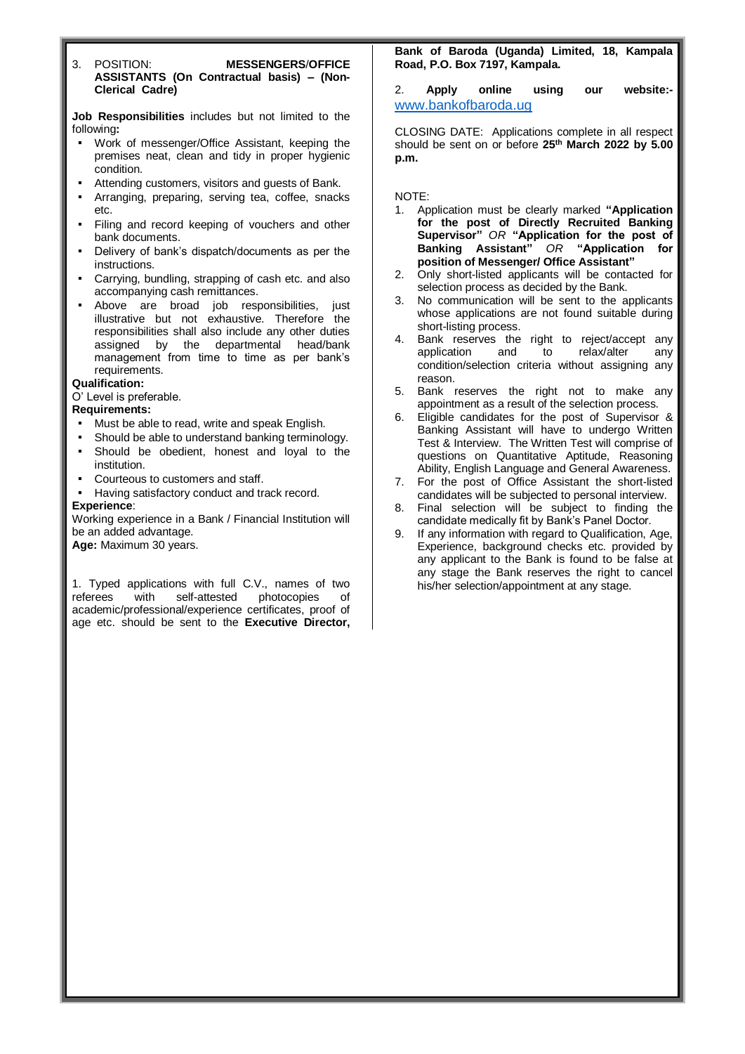3. POSITION: **MESSENGERS/OFFICE ASSISTANTS (On Contractual basis) – (Non-Clerical Cadre)**

**Job Responsibilities** includes but not limited to the following**:**

- Work of messenger/Office Assistant, keeping the premises neat, clean and tidy in proper hygienic condition.
- Attending customers, visitors and guests of Bank.
- Arranging, preparing, serving tea, coffee, snacks etc.
- Filing and record keeping of vouchers and other bank documents.
- Delivery of bank's dispatch/documents as per the instructions.
- Carrying, bundling, strapping of cash etc. and also accompanying cash remittances.
- Above are broad job responsibilities, just illustrative but not exhaustive. Therefore the responsibilities shall also include any other duties assigned by the departmental head/bank management from time to time as per bank's requirements.

**Qualification:**

O' Level is preferable.

**Requirements:**

- Must be able to read, write and speak English.
- Should be able to understand banking terminology.
- Should be obedient, honest and loyal to the institution.
- Courteous to customers and staff.
- Having satisfactory conduct and track record.

**Experience**:

Working experience in a Bank / Financial Institution will be an added advantage.

**Age:** Maximum 30 years.

1. Typed applications with full C.V., names of two referees with self-attested photocopies of academic/professional/experience certificates, proof of age etc. should be sent to the **Executive Director, Bank of Baroda (Uganda) Limited, 18, Kampala Road, P.O. Box 7197, Kampala.**

2. **Apply online using our website:-** www.bankofbaroda.ug

CLOSING DATE: Applications complete in all respect should be sent on or before **25th March 2022 by 5.00 p.m.**

NOTE:

1. Application must be clearly marked **"Application for the post of Directly Recruited Banking Supervisor"** *OR* **"Application for the post of Banking Assistant"** *OR* **"Application for position of Messenger/ Office Assistant"**
2. Only short-listed applicants will be contacted for selection process as decided by the Bank.
3. No communication will be sent to the applicants whose applications are not found suitable during short-listing process.
4. Bank reserves the right to reject/accept any application and to relax/alter any condition/selection criteria without assigning any reason.
5. Bank reserves the right not to make any appointment as a result of the selection process.
6. Eligible candidates for the post of Supervisor & Banking Assistant will have to undergo Written Test & Interview. The Written Test will comprise of questions on Quantitative Aptitude, Reasoning Ability, English Language and General Awareness.
7. For the post of Office Assistant the short-listed candidates will be subjected to personal interview.
8. Final selection will be subject to finding the candidate medically fit by Bank's Panel Doctor.
9. If any information with regard to Qualification, Age, Experience, background checks etc. provided by any applicant to the Bank is found to be false at any stage the Bank reserves the right to cancel his/her selection/appointment at any stage.